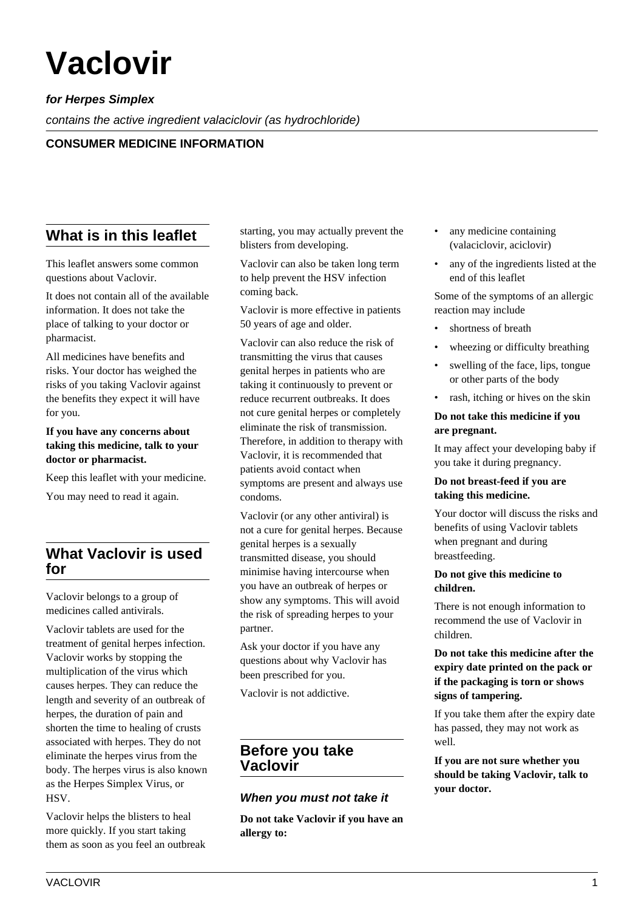# Vaclovir

***for Herpes Simplex***

*contains the active ingredient valaciclovir (as hydrochloride)*

**CONSUMER MEDICINE INFORMATION**

## What is in this leaflet

This leaflet answers some common questions about Vaclovir.

It does not contain all of the available information. It does not take the place of talking to your doctor or pharmacist.

All medicines have benefits and risks. Your doctor has weighed the risks of you taking Vaclovir against the benefits they expect it will have for you.

**If you have any concerns about taking this medicine, talk to your doctor or pharmacist.**

Keep this leaflet with your medicine.

You may need to read it again.

## What Vaclovir is used for

Vaclovir belongs to a group of medicines called antivirals.

Vaclovir tablets are used for the treatment of genital herpes infection. Vaclovir works by stopping the multiplication of the virus which causes herpes. They can reduce the length and severity of an outbreak of herpes, the duration of pain and shorten the time to healing of crusts associated with herpes. They do not eliminate the herpes virus from the body. The herpes virus is also known as the Herpes Simplex Virus, or HSV.

Vaclovir helps the blisters to heal more quickly. If you start taking them as soon as you feel an outbreak starting, you may actually prevent the blisters from developing.

Vaclovir can also be taken long term to help prevent the HSV infection coming back.

Vaclovir is more effective in patients 50 years of age and older.

Vaclovir can also reduce the risk of transmitting the virus that causes genital herpes in patients who are taking it continuously to prevent or reduce recurrent outbreaks. It does not cure genital herpes or completely eliminate the risk of transmission. Therefore, in addition to therapy with Vaclovir, it is recommended that patients avoid contact when symptoms are present and always use condoms.

Vaclovir (or any other antiviral) is not a cure for genital herpes. Because genital herpes is a sexually transmitted disease, you should minimise having intercourse when you have an outbreak of herpes or show any symptoms. This will avoid the risk of spreading herpes to your partner.

Ask your doctor if you have any questions about why Vaclovir has been prescribed for you.

Vaclovir is not addictive.

## Before you take Vaclovir

### *When you must not take it*

**Do not take Vaclovir if you have an allergy to:**

- any medicine containing (valaciclovir, aciclovir)
- any of the ingredients listed at the end of this leaflet

Some of the symptoms of an allergic reaction may include

- shortness of breath
- wheezing or difficulty breathing
- swelling of the face, lips, tongue or other parts of the body
- rash, itching or hives on the skin

**Do not take this medicine if you are pregnant.**

It may affect your developing baby if you take it during pregnancy.

**Do not breast-feed if you are taking this medicine.**

Your doctor will discuss the risks and benefits of using Vaclovir tablets when pregnant and during breastfeeding.

**Do not give this medicine to children.**

There is not enough information to recommend the use of Vaclovir in children.

**Do not take this medicine after the expiry date printed on the pack or if the packaging is torn or shows signs of tampering.**

If you take them after the expiry date has passed, they may not work as well.

**If you are not sure whether you should be taking Vaclovir, talk to your doctor.**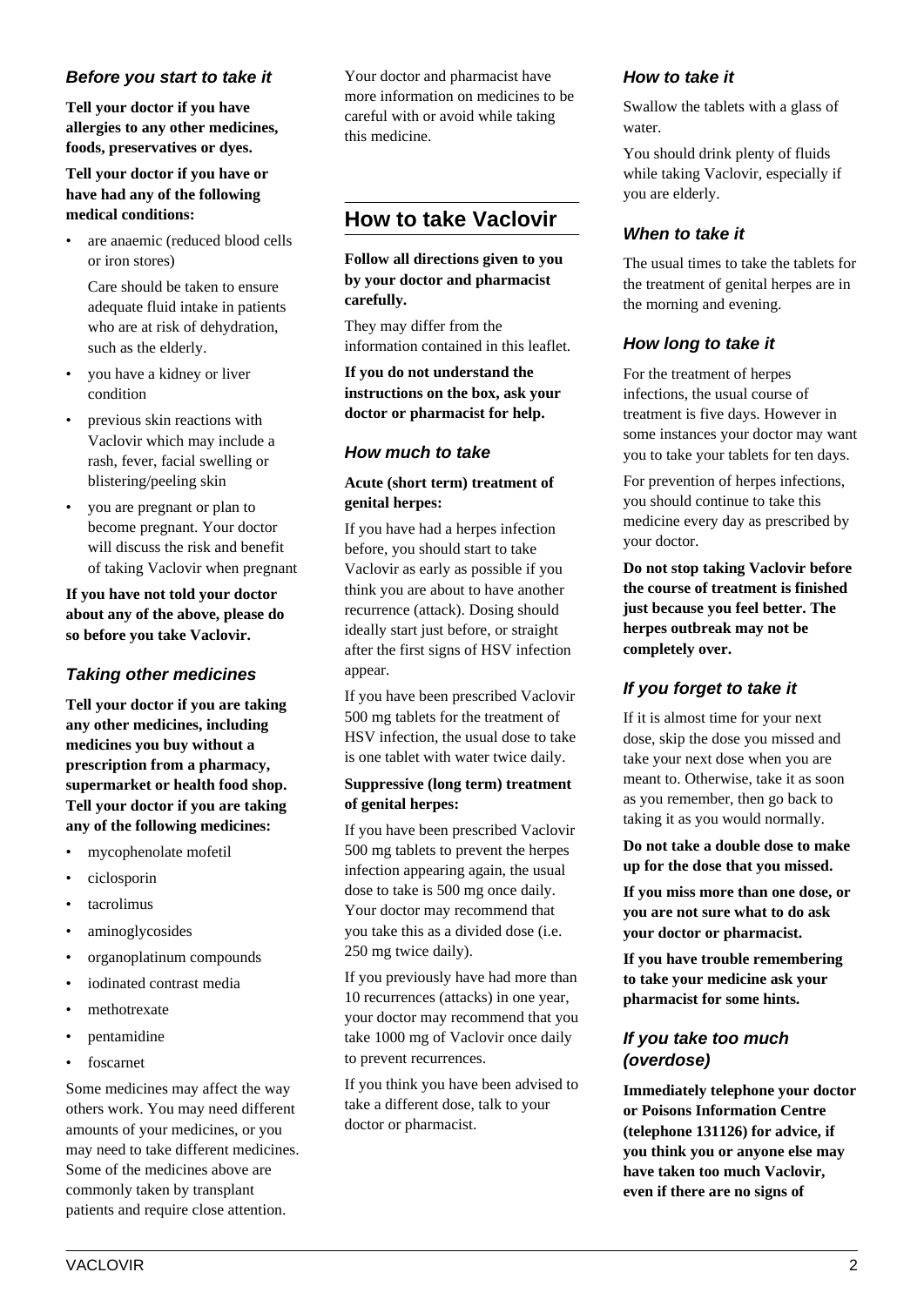### *Before you start to take it*

**Tell your doctor if you have allergies to any other medicines, foods, preservatives or dyes.**

**Tell your doctor if you have or have had any of the following medical conditions:**

- are anaemic (reduced blood cells or iron stores)

  Care should be taken to ensure adequate fluid intake in patients who are at risk of dehydration, such as the elderly.

- you have a kidney or liver condition
- previous skin reactions with Vaclovir which may include a rash, fever, facial swelling or blistering/peeling skin
- you are pregnant or plan to become pregnant. Your doctor will discuss the risk and benefit of taking Vaclovir when pregnant

**If you have not told your doctor about any of the above, please do so before you take Vaclovir.**

### *Taking other medicines*

**Tell your doctor if you are taking any other medicines, including medicines you buy without a prescription from a pharmacy, supermarket or health food shop. Tell your doctor if you are taking any of the following medicines:**

- mycophenolate mofetil
- ciclosporin
- tacrolimus
- aminoglycosides
- organoplatinum compounds
- iodinated contrast media
- methotrexate
- pentamidine
- foscarnet

Some medicines may affect the way others work. You may need different amounts of your medicines, or you may need to take different medicines. Some of the medicines above are commonly taken by transplant patients and require close attention.

Your doctor and pharmacist have more information on medicines to be careful with or avoid while taking this medicine.

## How to take Vaclovir

**Follow all directions given to you by your doctor and pharmacist carefully.**

They may differ from the information contained in this leaflet.

**If you do not understand the instructions on the box, ask your doctor or pharmacist for help.**

### *How much to take*

**Acute (short term) treatment of genital herpes:**

If you have had a herpes infection before, you should start to take Vaclovir as early as possible if you think you are about to have another recurrence (attack). Dosing should ideally start just before, or straight after the first signs of HSV infection appear.

If you have been prescribed Vaclovir 500 mg tablets for the treatment of HSV infection, the usual dose to take is one tablet with water twice daily.

**Suppressive (long term) treatment of genital herpes:**

If you have been prescribed Vaclovir 500 mg tablets to prevent the herpes infection appearing again, the usual dose to take is 500 mg once daily. Your doctor may recommend that you take this as a divided dose (i.e. 250 mg twice daily).

If you previously have had more than 10 recurrences (attacks) in one year, your doctor may recommend that you take 1000 mg of Vaclovir once daily to prevent recurrences.

If you think you have been advised to take a different dose, talk to your doctor or pharmacist.

### *How to take it*

Swallow the tablets with a glass of water.

You should drink plenty of fluids while taking Vaclovir, especially if you are elderly.

### *When to take it*

The usual times to take the tablets for the treatment of genital herpes are in the morning and evening.

### *How long to take it*

For the treatment of herpes infections, the usual course of treatment is five days. However in some instances your doctor may want you to take your tablets for ten days.

For prevention of herpes infections, you should continue to take this medicine every day as prescribed by your doctor.

**Do not stop taking Vaclovir before the course of treatment is finished just because you feel better. The herpes outbreak may not be completely over.**

### *If you forget to take it*

If it is almost time for your next dose, skip the dose you missed and take your next dose when you are meant to. Otherwise, take it as soon as you remember, then go back to taking it as you would normally.

**Do not take a double dose to make up for the dose that you missed.**

**If you miss more than one dose, or you are not sure what to do ask your doctor or pharmacist.**

**If you have trouble remembering to take your medicine ask your pharmacist for some hints.**

### *If you take too much (overdose)*

**Immediately telephone your doctor or Poisons Information Centre (telephone 131126) for advice, if you think you or anyone else may have taken too much Vaclovir, even if there are no signs of**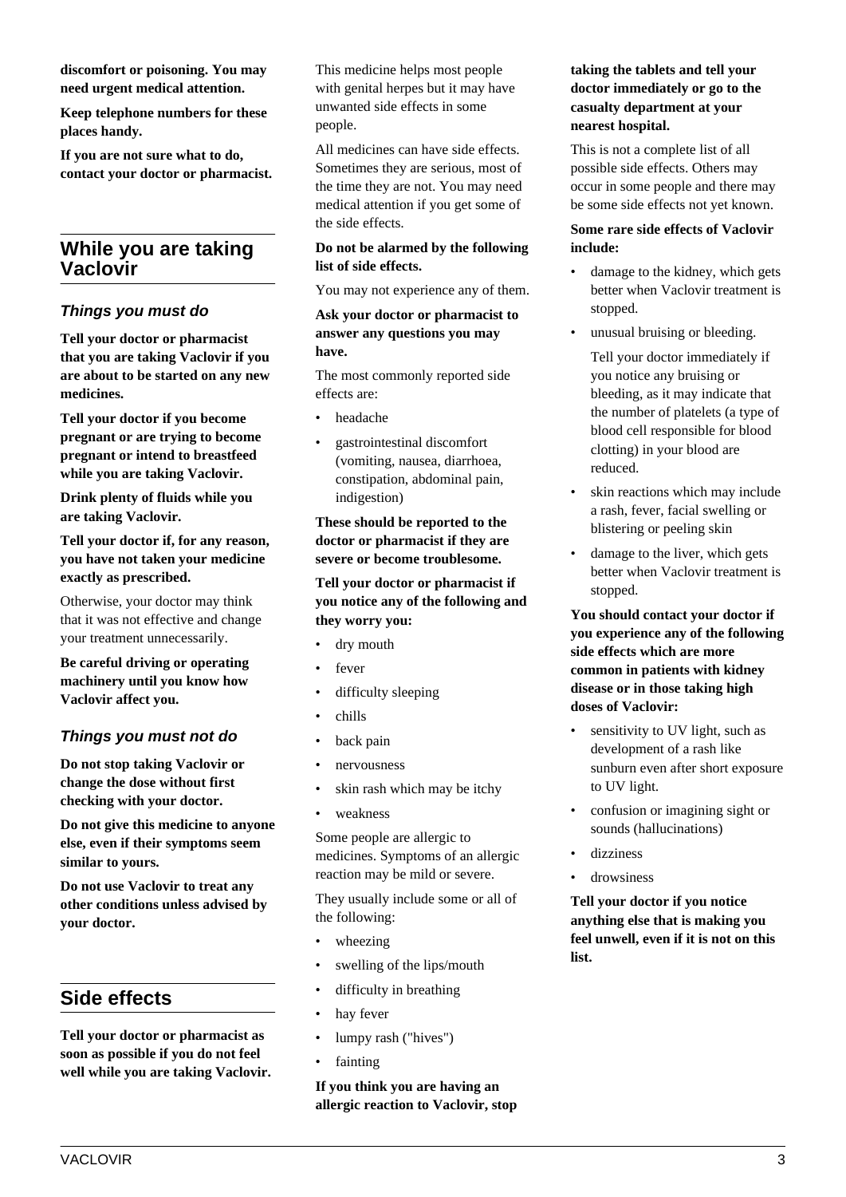**discomfort or poisoning. You may need urgent medical attention.**

**Keep telephone numbers for these places handy.**

**If you are not sure what to do, contact your doctor or pharmacist.**

## While you are taking Vaclovir

### *Things you must do*

**Tell your doctor or pharmacist that you are taking Vaclovir if you are about to be started on any new medicines.**

**Tell your doctor if you become pregnant or are trying to become pregnant or intend to breastfeed while you are taking Vaclovir.**

**Drink plenty of fluids while you are taking Vaclovir.**

**Tell your doctor if, for any reason, you have not taken your medicine exactly as prescribed.**

Otherwise, your doctor may think that it was not effective and change your treatment unnecessarily.

**Be careful driving or operating machinery until you know how Vaclovir affect you.**

### *Things you must not do*

**Do not stop taking Vaclovir or change the dose without first checking with your doctor.**

**Do not give this medicine to anyone else, even if their symptoms seem similar to yours.**

**Do not use Vaclovir to treat any other conditions unless advised by your doctor.**

## Side effects

**Tell your doctor or pharmacist as soon as possible if you do not feel well while you are taking Vaclovir.**

This medicine helps most people with genital herpes but it may have unwanted side effects in some people.

All medicines can have side effects. Sometimes they are serious, most of the time they are not. You may need medical attention if you get some of the side effects.

**Do not be alarmed by the following list of side effects.**

You may not experience any of them.

**Ask your doctor or pharmacist to answer any questions you may have.**

The most commonly reported side effects are:

- headache
- gastrointestinal discomfort (vomiting, nausea, diarrhoea, constipation, abdominal pain, indigestion)

**These should be reported to the doctor or pharmacist if they are severe or become troublesome.**

**Tell your doctor or pharmacist if you notice any of the following and they worry you:**

- dry mouth
- fever
- difficulty sleeping
- chills
- back pain
- nervousness
- skin rash which may be itchy
- weakness

Some people are allergic to medicines. Symptoms of an allergic reaction may be mild or severe.

They usually include some or all of the following:

- wheezing
- swelling of the lips/mouth
- difficulty in breathing
- hay fever
- lumpy rash ("hives")
- fainting

**If you think you are having an allergic reaction to Vaclovir, stop taking the tablets and tell your doctor immediately or go to the casualty department at your nearest hospital.**

This is not a complete list of all possible side effects. Others may occur in some people and there may be some side effects not yet known.

**Some rare side effects of Vaclovir include:**

- damage to the kidney, which gets better when Vaclovir treatment is stopped.
- unusual bruising or bleeding.

  Tell your doctor immediately if you notice any bruising or bleeding, as it may indicate that the number of platelets (a type of blood cell responsible for blood clotting) in your blood are reduced.
- skin reactions which may include a rash, fever, facial swelling or blistering or peeling skin
- damage to the liver, which gets better when Vaclovir treatment is stopped.

**You should contact your doctor if you experience any of the following side effects which are more common in patients with kidney disease or in those taking high doses of Vaclovir:**

- sensitivity to UV light, such as development of a rash like sunburn even after short exposure to UV light.
- confusion or imagining sight or sounds (hallucinations)
- dizziness
- drowsiness

**Tell your doctor if you notice anything else that is making you feel unwell, even if it is not on this list.**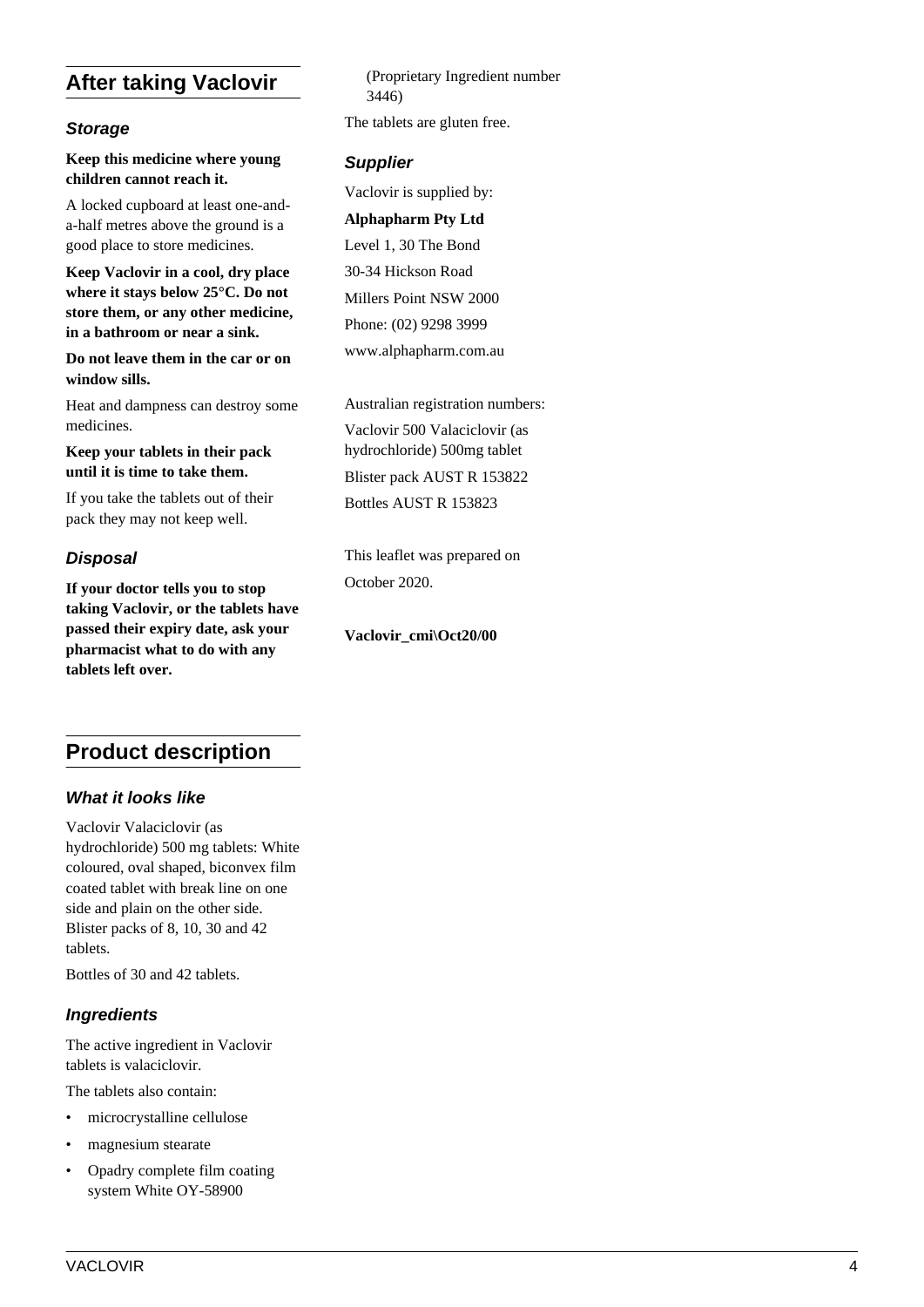## After taking Vaclovir

### *Storage*

**Keep this medicine where young children cannot reach it.**

A locked cupboard at least one-and-a-half metres above the ground is a good place to store medicines.

**Keep Vaclovir in a cool, dry place where it stays below 25°C. Do not store them, or any other medicine, in a bathroom or near a sink.**

**Do not leave them in the car or on window sills.**

Heat and dampness can destroy some medicines.

**Keep your tablets in their pack until it is time to take them.**

If you take the tablets out of their pack they may not keep well.

### *Disposal*

**If your doctor tells you to stop taking Vaclovir, or the tablets have passed their expiry date, ask your pharmacist what to do with any tablets left over.**

## Product description

### *What it looks like*

Vaclovir Valaciclovir (as hydrochloride) 500 mg tablets: White coloured, oval shaped, biconvex film coated tablet with break line on one side and plain on the other side. Blister packs of 8, 10, 30 and 42 tablets.

Bottles of 30 and 42 tablets.

### *Ingredients*

The active ingredient in Vaclovir tablets is valaciclovir.

The tablets also contain:

- microcrystalline cellulose
- magnesium stearate
- Opadry complete film coating system White OY-58900 (Proprietary Ingredient number 3446)

The tablets are gluten free.

### *Supplier*

Vaclovir is supplied by:

**Alphapharm Pty Ltd**

Level 1, 30 The Bond

30-34 Hickson Road

Millers Point NSW 2000

Phone: (02) 9298 3999

www.alphapharm.com.au

Australian registration numbers:

Vaclovir 500 Valaciclovir (as hydrochloride) 500mg tablet

Blister pack AUST R 153822

Bottles AUST R 153823

This leaflet was prepared on

October 2020.

**Vaclovir_cmi\Oct20/00**